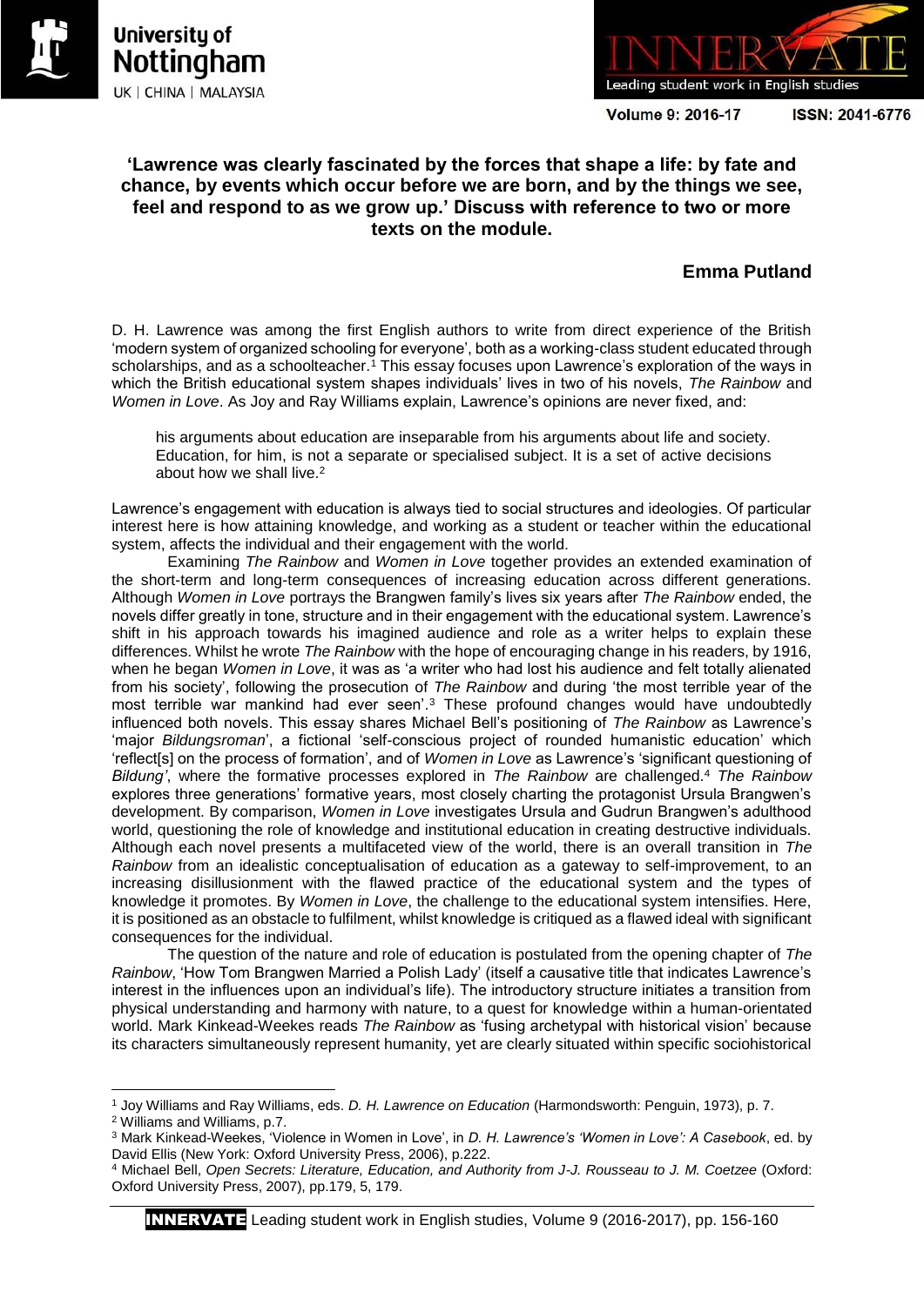# 'Lawrence was clearly fascinated by the forces that shape a life: by fate and chance, by events which occur before we are born, and by the things we see, feel and respond to as we grow up.' Discuss with reference to two or more texts on the module.

**Emma Putland**

D. H. Lawrence was among the first English authors to write from direct experience of the British 'modern system of organized schooling for everyone', both as a working-class student educated through scholarships, and as a schoolteacher.[1] This essay focuses upon Lawrence's exploration of the ways in which the British educational system shapes individuals' lives in two of his novels, *The Rainbow* and *Women in Love*. As Joy and Ray Williams explain, Lawrence's opinions are never fixed, and:

> his arguments about education are inseparable from his arguments about life and society. Education, for him, is not a separate or specialised subject. It is a set of active decisions about how we shall live.[2]

Lawrence's engagement with education is always tied to social structures and ideologies. Of particular interest here is how attaining knowledge, and working as a student or teacher within the educational system, affects the individual and their engagement with the world.

Examining *The Rainbow* and *Women in Love* together provides an extended examination of the short-term and long-term consequences of increasing education across different generations. Although *Women in Love* portrays the Brangwen family's lives six years after *The Rainbow* ended, the novels differ greatly in tone, structure and in their engagement with the educational system. Lawrence's shift in his approach towards his imagined audience and role as a writer helps to explain these differences. Whilst he wrote *The Rainbow* with the hope of encouraging change in his readers, by 1916, when he began *Women in Love*, it was as 'a writer who had lost his audience and felt totally alienated from his society', following the prosecution of *The Rainbow* and during 'the most terrible year of the most terrible war mankind had ever seen'.[3] These profound changes would have undoubtedly influenced both novels. This essay shares Michael Bell's positioning of *The Rainbow* as Lawrence's 'major *Bildungsroman*', a fictional 'self-conscious project of rounded humanistic education' which 'reflect[s] on the process of formation', and of *Women in Love* as Lawrence's 'significant questioning of *Bildung*', where the formative processes explored in *The Rainbow* are challenged.[4] *The Rainbow* explores three generations' formative years, most closely charting the protagonist Ursula Brangwen's development. By comparison, *Women in Love* investigates Ursula and Gudrun Brangwen's adulthood world, questioning the role of knowledge and institutional education in creating destructive individuals. Although each novel presents a multifaceted view of the world, there is an overall transition in *The Rainbow* from an idealistic conceptualisation of education as a gateway to self-improvement, to an increasing disillusionment with the flawed practice of the educational system and the types of knowledge it promotes. By *Women in Love*, the challenge to the educational system intensifies. Here, it is positioned as an obstacle to fulfilment, whilst knowledge is critiqued as a flawed ideal with significant consequences for the individual.

The question of the nature and role of education is postulated from the opening chapter of *The Rainbow*, 'How Tom Brangwen Married a Polish Lady' (itself a causative title that indicates Lawrence's interest in the influences upon an individual's life). The introductory structure initiates a transition from physical understanding and harmony with nature, to a quest for knowledge within a human-orientated world. Mark Kinkead-Weekes reads *The Rainbow* as 'fusing archetypal with historical vision' because its characters simultaneously represent humanity, yet are clearly situated within specific sociohistorical

---

[1] Joy Williams and Ray Williams, eds. *D. H. Lawrence on Education* (Harmondsworth: Penguin, 1973), p. 7.

[2] Williams and Williams, p.7.

[3] Mark Kinkead-Weekes, 'Violence in Women in Love', in *D. H. Lawrence's 'Women in Love': A Casebook*, ed. by David Ellis (New York: Oxford University Press, 2006), p.222.

[4] Michael Bell, *Open Secrets: Literature, Education, and Authority from J-J. Rousseau to J. M. Coetzee* (Oxford: Oxford University Press, 2007), pp.179, 5, 179.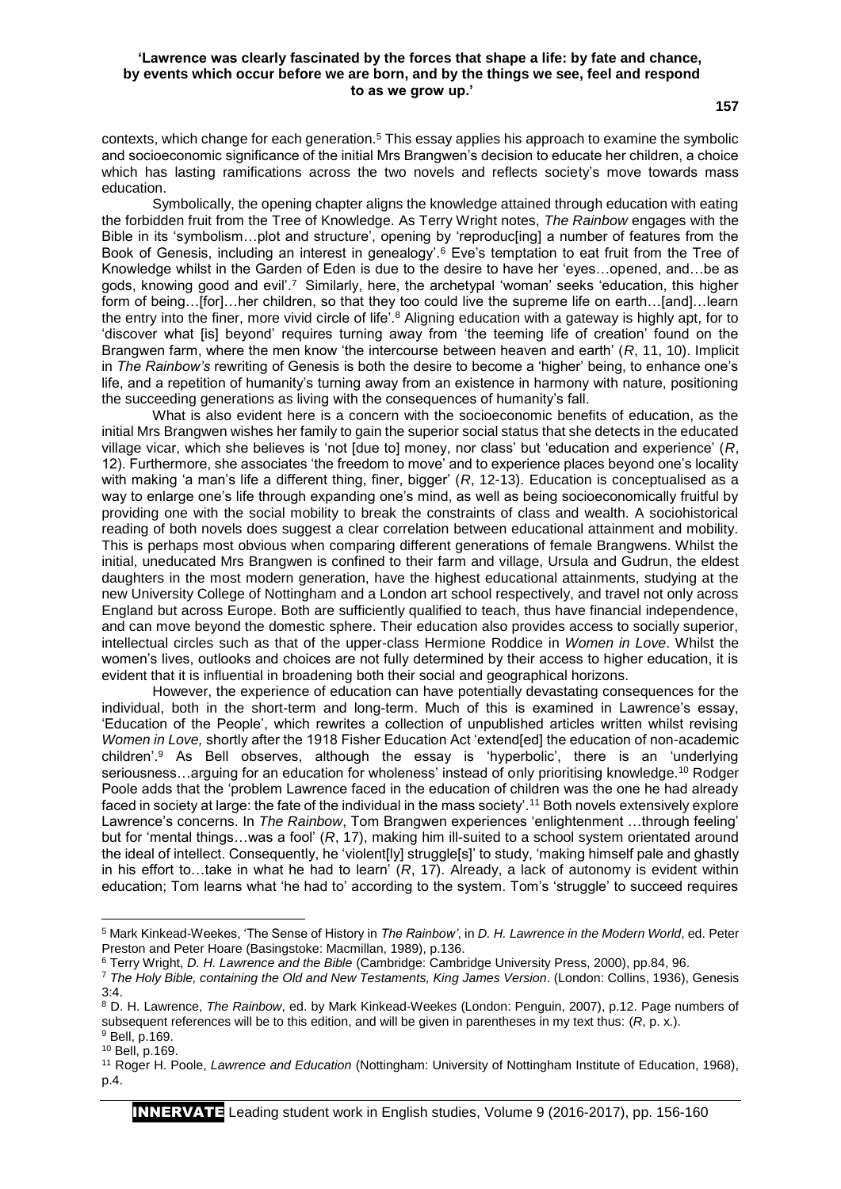contexts, which change for each generation.[5] This essay applies his approach to examine the symbolic and socioeconomic significance of the initial Mrs Brangwen's decision to educate her children, a choice which has lasting ramifications across the two novels and reflects society's move towards mass education.

Symbolically, the opening chapter aligns the knowledge attained through education with eating the forbidden fruit from the Tree of Knowledge. As Terry Wright notes, *The Rainbow* engages with the Bible in its 'symbolism…plot and structure', opening by 'reproduc[ing] a number of features from the Book of Genesis, including an interest in genealogy'.[6] Eve's temptation to eat fruit from the Tree of Knowledge whilst in the Garden of Eden is due to the desire to have her 'eyes…opened, and…be as gods, knowing good and evil'.[7] Similarly, here, the archetypal 'woman' seeks 'education, this higher form of being…[for]…her children, so that they too could live the supreme life on earth…[and]…learn the entry into the finer, more vivid circle of life'.[8] Aligning education with a gateway is highly apt, for to 'discover what [is] beyond' requires turning away from 'the teeming life of creation' found on the Brangwen farm, where the men know 'the intercourse between heaven and earth' (*R*, 11, 10). Implicit in *The Rainbow's* rewriting of Genesis is both the desire to become a 'higher' being, to enhance one's life, and a repetition of humanity's turning away from an existence in harmony with nature, positioning the succeeding generations as living with the consequences of humanity's fall.

What is also evident here is a concern with the socioeconomic benefits of education, as the initial Mrs Brangwen wishes her family to gain the superior social status that she detects in the educated village vicar, which she believes is 'not [due to] money, nor class' but 'education and experience' (*R*, 12). Furthermore, she associates 'the freedom to move' and to experience places beyond one's locality with making 'a man's life a different thing, finer, bigger' (*R*, 12-13). Education is conceptualised as a way to enlarge one's life through expanding one's mind, as well as being socioeconomically fruitful by providing one with the social mobility to break the constraints of class and wealth. A sociohistorical reading of both novels does suggest a clear correlation between educational attainment and mobility. This is perhaps most obvious when comparing different generations of female Brangwens. Whilst the initial, uneducated Mrs Brangwen is confined to their farm and village, Ursula and Gudrun, the eldest daughters in the most modern generation, have the highest educational attainments, studying at the new University College of Nottingham and a London art school respectively, and travel not only across England but across Europe. Both are sufficiently qualified to teach, thus have financial independence, and can move beyond the domestic sphere. Their education also provides access to socially superior, intellectual circles such as that of the upper-class Hermione Roddice in *Women in Love*. Whilst the women's lives, outlooks and choices are not fully determined by their access to higher education, it is evident that it is influential in broadening both their social and geographical horizons.

However, the experience of education can have potentially devastating consequences for the individual, both in the short-term and long-term. Much of this is examined in Lawrence's essay, 'Education of the People', which rewrites a collection of unpublished articles written whilst revising *Women in Love,* shortly after the 1918 Fisher Education Act 'extend[ed] the education of non-academic children'.[9] As Bell observes, although the essay is 'hyperbolic', there is an 'underlying seriousness…arguing for an education for wholeness' instead of only prioritising knowledge.[10] Rodger Poole adds that the 'problem Lawrence faced in the education of children was the one he had already faced in society at large: the fate of the individual in the mass society'.[11] Both novels extensively explore Lawrence's concerns. In *The Rainbow*, Tom Brangwen experiences 'enlightenment …through feeling' but for 'mental things…was a fool' (*R*, 17), making him ill-suited to a school system orientated around the ideal of intellect. Consequently, he 'violent[ly] struggle[s]' to study, 'making himself pale and ghastly in his effort to…take in what he had to learn' (*R*, 17). Already, a lack of autonomy is evident within education; Tom learns what 'he had to' according to the system. Tom's 'struggle' to succeed requires

---

[5] Mark Kinkead-Weekes, 'The Sense of History in *The Rainbow*', in *D. H. Lawrence in the Modern World*, ed. Peter Preston and Peter Hoare (Basingstoke: Macmillan, 1989), p.136.

[6] Terry Wright, *D. H. Lawrence and the Bible* (Cambridge: Cambridge University Press, 2000), pp.84, 96.

[7] *The Holy Bible, containing the Old and New Testaments, King James Version*. (London: Collins, 1936), Genesis 3:4.

[8] D. H. Lawrence, *The Rainbow*, ed. by Mark Kinkead-Weekes (London: Penguin, 2007), p.12. Page numbers of subsequent references will be to this edition, and will be given in parentheses in my text thus: (*R*, p. x.).

[9] Bell, p.169.

[10] Bell, p.169.

[11] Roger H. Poole, *Lawrence and Education* (Nottingham: University of Nottingham Institute of Education, 1968), p.4.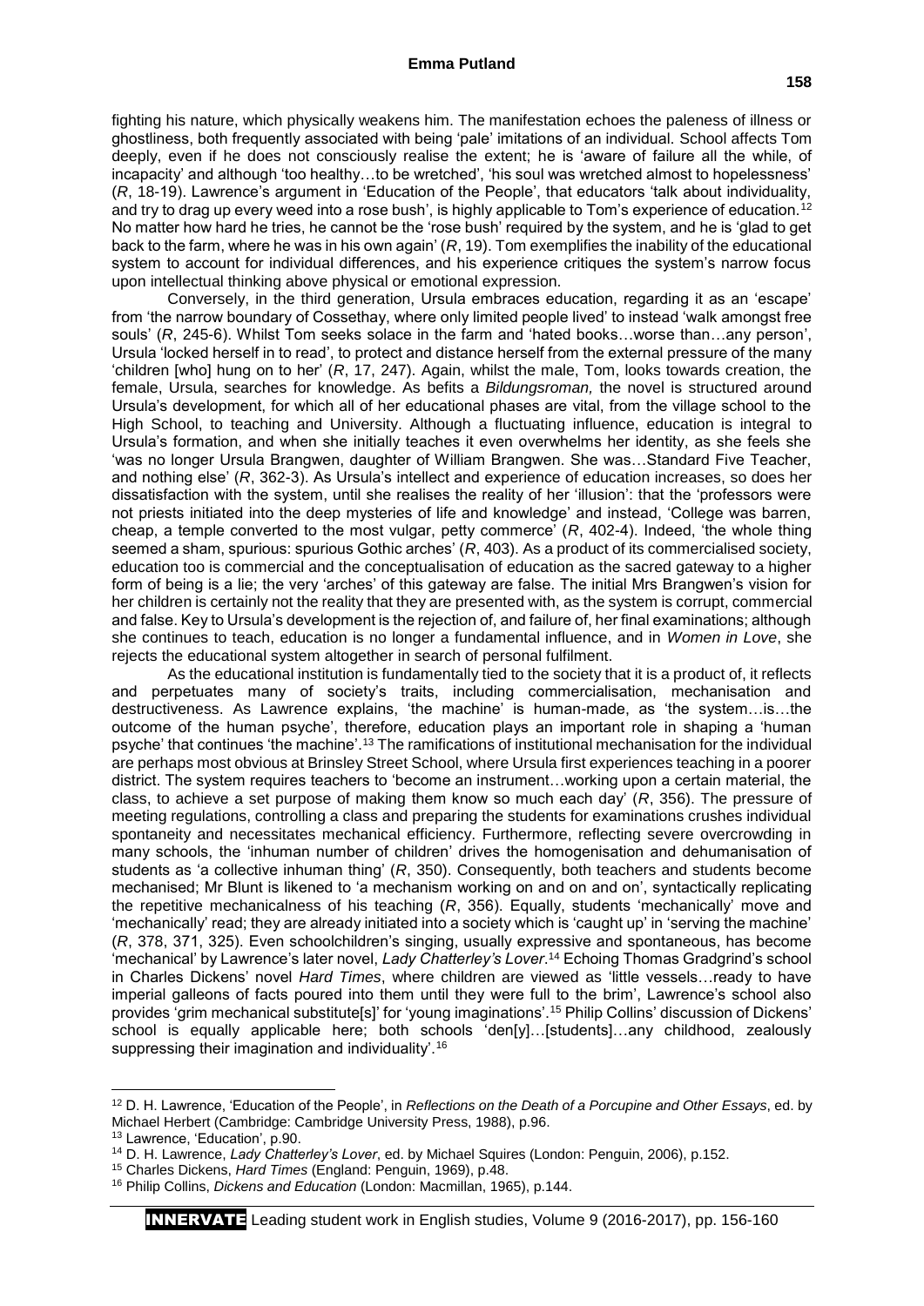fighting his nature, which physically weakens him. The manifestation echoes the paleness of illness or ghostliness, both frequently associated with being 'pale' imitations of an individual. School affects Tom deeply, even if he does not consciously realise the extent; he is 'aware of failure all the while, of incapacity' and although 'too healthy…to be wretched', 'his soul was wretched almost to hopelessness' (*R*, 18-19). Lawrence's argument in 'Education of the People', that educators 'talk about individuality, and try to drag up every weed into a rose bush', is highly applicable to Tom's experience of education.[12] No matter how hard he tries, he cannot be the 'rose bush' required by the system, and he is 'glad to get back to the farm, where he was in his own again' (*R*, 19). Tom exemplifies the inability of the educational system to account for individual differences, and his experience critiques the system's narrow focus upon intellectual thinking above physical or emotional expression.

Conversely, in the third generation, Ursula embraces education, regarding it as an 'escape' from 'the narrow boundary of Cossethay, where only limited people lived' to instead 'walk amongst free souls' (*R*, 245-6). Whilst Tom seeks solace in the farm and 'hated books…worse than…any person', Ursula 'locked herself in to read', to protect and distance herself from the external pressure of the many 'children [who] hung on to her' (*R*, 17, 247). Again, whilst the male, Tom, looks towards creation, the female, Ursula, searches for knowledge. As befits a *Bildungsroman,* the novel is structured around Ursula's development, for which all of her educational phases are vital, from the village school to the High School, to teaching and University. Although a fluctuating influence, education is integral to Ursula's formation, and when she initially teaches it even overwhelms her identity, as she feels she 'was no longer Ursula Brangwen, daughter of William Brangwen. She was…Standard Five Teacher, and nothing else' (*R*, 362-3). As Ursula's intellect and experience of education increases, so does her dissatisfaction with the system, until she realises the reality of her 'illusion': that the 'professors were not priests initiated into the deep mysteries of life and knowledge' and instead, 'College was barren, cheap, a temple converted to the most vulgar, petty commerce' (*R*, 402-4). Indeed, 'the whole thing seemed a sham, spurious: spurious Gothic arches' (*R*, 403). As a product of its commercialised society, education too is commercial and the conceptualisation of education as the sacred gateway to a higher form of being is a lie; the very 'arches' of this gateway are false. The initial Mrs Brangwen's vision for her children is certainly not the reality that they are presented with, as the system is corrupt, commercial and false. Key to Ursula's development is the rejection of, and failure of, her final examinations; although she continues to teach, education is no longer a fundamental influence, and in *Women in Love*, she rejects the educational system altogether in search of personal fulfilment.

As the educational institution is fundamentally tied to the society that it is a product of, it reflects and perpetuates many of society's traits, including commercialisation, mechanisation and destructiveness. As Lawrence explains, 'the machine' is human-made, as 'the system…is…the outcome of the human psyche', therefore, education plays an important role in shaping a 'human psyche' that continues 'the machine'.[13] The ramifications of institutional mechanisation for the individual are perhaps most obvious at Brinsley Street School, where Ursula first experiences teaching in a poorer district. The system requires teachers to 'become an instrument…working upon a certain material, the class, to achieve a set purpose of making them know so much each day' (*R*, 356). The pressure of meeting regulations, controlling a class and preparing the students for examinations crushes individual spontaneity and necessitates mechanical efficiency. Furthermore, reflecting severe overcrowding in many schools, the 'inhuman number of children' drives the homogenisation and dehumanisation of students as 'a collective inhuman thing' (*R*, 350). Consequently, both teachers and students become mechanised; Mr Blunt is likened to 'a mechanism working on and on and on', syntactically replicating the repetitive mechanicalness of his teaching (*R*, 356). Equally, students 'mechanically' move and 'mechanically' read; they are already initiated into a society which is 'caught up' in 'serving the machine' (*R*, 378, 371, 325). Even schoolchildren's singing, usually expressive and spontaneous, has become 'mechanical' by Lawrence's later novel, *Lady Chatterley's Lover*.[14] Echoing Thomas Gradgrind's school in Charles Dickens' novel *Hard Times*, where children are viewed as 'little vessels…ready to have imperial galleons of facts poured into them until they were full to the brim', Lawrence's school also provides 'grim mechanical substitute[s]' for 'young imaginations'.[15] Philip Collins' discussion of Dickens' school is equally applicable here; both schools 'den[y]…[students]…any childhood, zealously suppressing their imagination and individuality'.[16]

---

[12] D. H. Lawrence, 'Education of the People', in *Reflections on the Death of a Porcupine and Other Essays*, ed. by Michael Herbert (Cambridge: Cambridge University Press, 1988), p.96.

[13] Lawrence, 'Education', p.90.

[14] D. H. Lawrence, *Lady Chatterley's Lover*, ed. by Michael Squires (London: Penguin, 2006), p.152.

[15] Charles Dickens, *Hard Times* (England: Penguin, 1969), p.48.

[16] Philip Collins, *Dickens and Education* (London: Macmillan, 1965), p.144.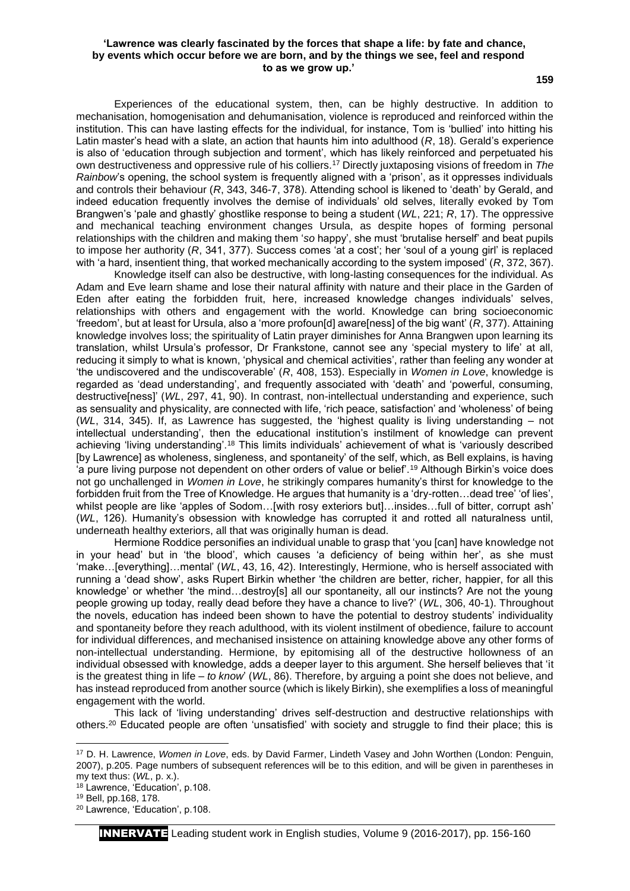Experiences of the educational system, then, can be highly destructive. In addition to mechanisation, homogenisation and dehumanisation, violence is reproduced and reinforced within the institution. This can have lasting effects for the individual, for instance, Tom is 'bullied' into hitting his Latin master's head with a slate, an action that haunts him into adulthood (*R*, 18). Gerald's experience is also of 'education through subjection and torment', which has likely reinforced and perpetuated his own destructiveness and oppressive rule of his colliers.[17] Directly juxtaposing visions of freedom in *The Rainbow*'s opening, the school system is frequently aligned with a 'prison', as it oppresses individuals and controls their behaviour (*R*, 343, 346-7, 378). Attending school is likened to 'death' by Gerald, and indeed education frequently involves the demise of individuals' old selves, literally evoked by Tom Brangwen's 'pale and ghastly' ghostlike response to being a student (*WL*, 221; *R*, 17). The oppressive and mechanical teaching environment changes Ursula, as despite hopes of forming personal relationships with the children and making them '*so* happy', she must 'brutalise herself' and beat pupils to impose her authority (*R*, 341, 377). Success comes 'at a cost'; her 'soul of a young girl' is replaced with 'a hard, insentient thing, that worked mechanically according to the system imposed' (*R*, 372, 367).

Knowledge itself can also be destructive, with long-lasting consequences for the individual. As Adam and Eve learn shame and lose their natural affinity with nature and their place in the Garden of Eden after eating the forbidden fruit, here, increased knowledge changes individuals' selves, relationships with others and engagement with the world. Knowledge can bring socioeconomic 'freedom', but at least for Ursula, also a 'more profoun[d] aware[ness] of the big want' (*R*, 377). Attaining knowledge involves loss; the spirituality of Latin prayer diminishes for Anna Brangwen upon learning its translation, whilst Ursula's professor, Dr Frankstone, cannot see any 'special mystery to life' at all, reducing it simply to what is known, 'physical and chemical activities', rather than feeling any wonder at 'the undiscovered and the undiscoverable' (*R*, 408, 153). Especially in *Women in Love*, knowledge is regarded as 'dead understanding', and frequently associated with 'death' and 'powerful, consuming, destructive[ness]' (*WL*, 297, 41, 90). In contrast, non-intellectual understanding and experience, such as sensuality and physicality, are connected with life, 'rich peace, satisfaction' and 'wholeness' of being (*WL*, 314, 345). If, as Lawrence has suggested, the 'highest quality is living understanding – not intellectual understanding', then the educational institution's instilment of knowledge can prevent achieving 'living understanding'.[18] This limits individuals' achievement of what is 'variously described [by Lawrence] as wholeness, singleness, and spontaneity' of the self, which, as Bell explains, is having 'a pure living purpose not dependent on other orders of value or belief'.[19] Although Birkin's voice does not go unchallenged in *Women in Love*, he strikingly compares humanity's thirst for knowledge to the forbidden fruit from the Tree of Knowledge. He argues that humanity is a 'dry-rotten…dead tree' 'of lies', whilst people are like 'apples of Sodom…[with rosy exteriors but]…insides…full of bitter, corrupt ash' (*WL*, 126). Humanity's obsession with knowledge has corrupted it and rotted all naturalness until, underneath healthy exteriors, all that was originally human is dead.

Hermione Roddice personifies an individual unable to grasp that 'you [can] have knowledge not in your head' but 'in the blood', which causes 'a deficiency of being within her', as she must 'make…[everything]…mental' (*WL*, 43, 16, 42). Interestingly, Hermione, who is herself associated with running a 'dead show', asks Rupert Birkin whether 'the children are better, richer, happier, for all this knowledge' or whether 'the mind…destroy[s] all our spontaneity, all our instincts? Are not the young people growing up today, really dead before they have a chance to live?' (*WL*, 306, 40-1). Throughout the novels, education has indeed been shown to have the potential to destroy students' individuality and spontaneity before they reach adulthood, with its violent instilment of obedience, failure to account for individual differences, and mechanised insistence on attaining knowledge above any other forms of non-intellectual understanding. Hermione, by epitomising all of the destructive hollowness of an individual obsessed with knowledge, adds a deeper layer to this argument. She herself believes that 'it is the greatest thing in life – *to know*' (*WL*, 86). Therefore, by arguing a point she does not believe, and has instead reproduced from another source (which is likely Birkin), she exemplifies a loss of meaningful engagement with the world.

This lack of 'living understanding' drives self-destruction and destructive relationships with others.[20] Educated people are often 'unsatisfied' with society and struggle to find their place; this is

---

[17] D. H. Lawrence, *Women in Love*, eds. by David Farmer, Lindeth Vasey and John Worthen (London: Penguin, 2007), p.205. Page numbers of subsequent references will be to this edition, and will be given in parentheses in my text thus: (*WL*, p. x.).

[18] Lawrence, 'Education', p.108.

[19] Bell, pp.168, 178.

[20] Lawrence, 'Education', p.108.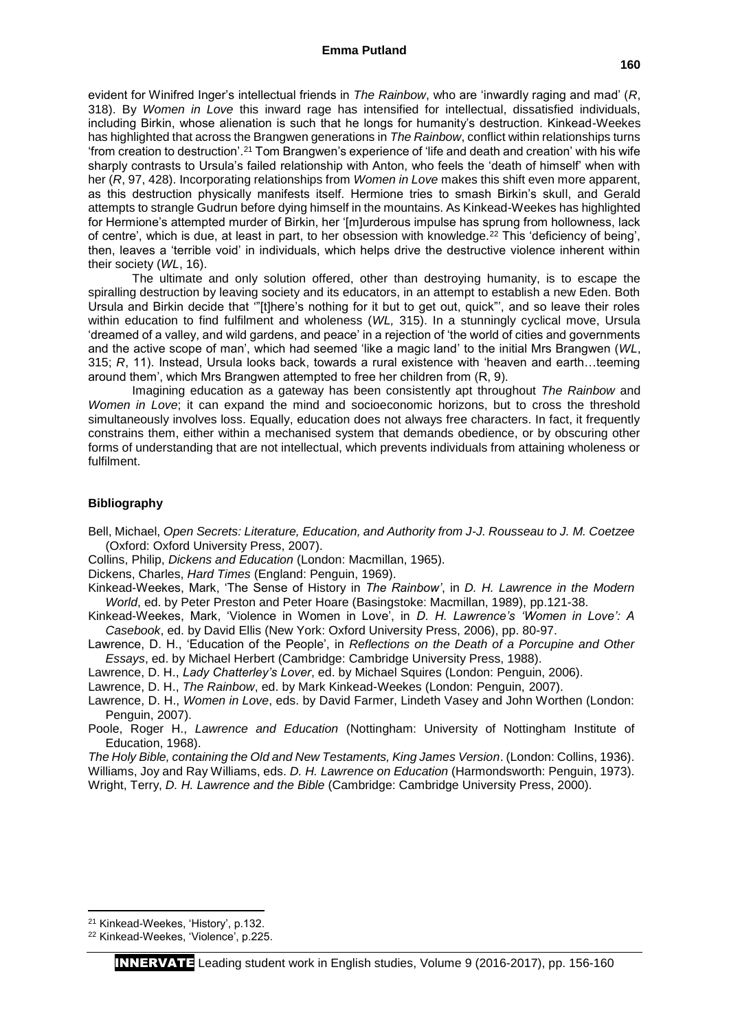evident for Winifred Inger's intellectual friends in *The Rainbow*, who are 'inwardly raging and mad' (*R*, 318). By *Women in Love* this inward rage has intensified for intellectual, dissatisfied individuals, including Birkin, whose alienation is such that he longs for humanity's destruction. Kinkead-Weekes has highlighted that across the Brangwen generations in *The Rainbow*, conflict within relationships turns 'from creation to destruction'.[21] Tom Brangwen's experience of 'life and death and creation' with his wife sharply contrasts to Ursula's failed relationship with Anton, who feels the 'death of himself' when with her (*R*, 97, 428). Incorporating relationships from *Women in Love* makes this shift even more apparent, as this destruction physically manifests itself. Hermione tries to smash Birkin's skull, and Gerald attempts to strangle Gudrun before dying himself in the mountains. As Kinkead-Weekes has highlighted for Hermione's attempted murder of Birkin, her '[m]urderous impulse has sprung from hollowness, lack of centre', which is due, at least in part, to her obsession with knowledge.[22] This 'deficiency of being', then, leaves a 'terrible void' in individuals, which helps drive the destructive violence inherent within their society (*WL*, 16).

The ultimate and only solution offered, other than destroying humanity, is to escape the spiralling destruction by leaving society and its educators, in an attempt to establish a new Eden. Both Ursula and Birkin decide that '"[t]here's nothing for it but to get out, quick"', and so leave their roles within education to find fulfilment and wholeness (*WL,* 315). In a stunningly cyclical move, Ursula 'dreamed of a valley, and wild gardens, and peace' in a rejection of 'the world of cities and governments and the active scope of man', which had seemed 'like a magic land' to the initial Mrs Brangwen (*WL*, 315; *R*, 11). Instead, Ursula looks back, towards a rural existence with 'heaven and earth…teeming around them', which Mrs Brangwen attempted to free her children from (R, 9).

Imagining education as a gateway has been consistently apt throughout *The Rainbow* and *Women in Love*; it can expand the mind and socioeconomic horizons, but to cross the threshold simultaneously involves loss. Equally, education does not always free characters. In fact, it frequently constrains them, either within a mechanised system that demands obedience, or by obscuring other forms of understanding that are not intellectual, which prevents individuals from attaining wholeness or fulfilment.

## Bibliography

Bell, Michael, *Open Secrets: Literature, Education, and Authority from J-J. Rousseau to J. M. Coetzee* (Oxford: Oxford University Press, 2007).

Collins, Philip, *Dickens and Education* (London: Macmillan, 1965).

Dickens, Charles, *Hard Times* (England: Penguin, 1969).

Kinkead-Weekes, Mark, 'The Sense of History in *The Rainbow*', in *D. H. Lawrence in the Modern World*, ed. by Peter Preston and Peter Hoare (Basingstoke: Macmillan, 1989), pp.121-38.

Kinkead-Weekes, Mark, 'Violence in Women in Love', in *D. H. Lawrence's 'Women in Love': A Casebook*, ed. by David Ellis (New York: Oxford University Press, 2006), pp. 80-97.

Lawrence, D. H., 'Education of the People', in *Reflections on the Death of a Porcupine and Other Essays*, ed. by Michael Herbert (Cambridge: Cambridge University Press, 1988).

Lawrence, D. H., *Lady Chatterley's Lover*, ed. by Michael Squires (London: Penguin, 2006).

Lawrence, D. H., *The Rainbow*, ed. by Mark Kinkead-Weekes (London: Penguin, 2007).

Lawrence, D. H., *Women in Love*, eds. by David Farmer, Lindeth Vasey and John Worthen (London: Penguin, 2007).

Poole, Roger H., *Lawrence and Education* (Nottingham: University of Nottingham Institute of Education, 1968).

*The Holy Bible, containing the Old and New Testaments, King James Version*. (London: Collins, 1936).

Williams, Joy and Ray Williams, eds. *D. H. Lawrence on Education* (Harmondsworth: Penguin, 1973).

Wright, Terry, *D. H. Lawrence and the Bible* (Cambridge: Cambridge University Press, 2000).

---

[21] Kinkead-Weekes, 'History', p.132.

[22] Kinkead-Weekes, 'Violence', p.225.